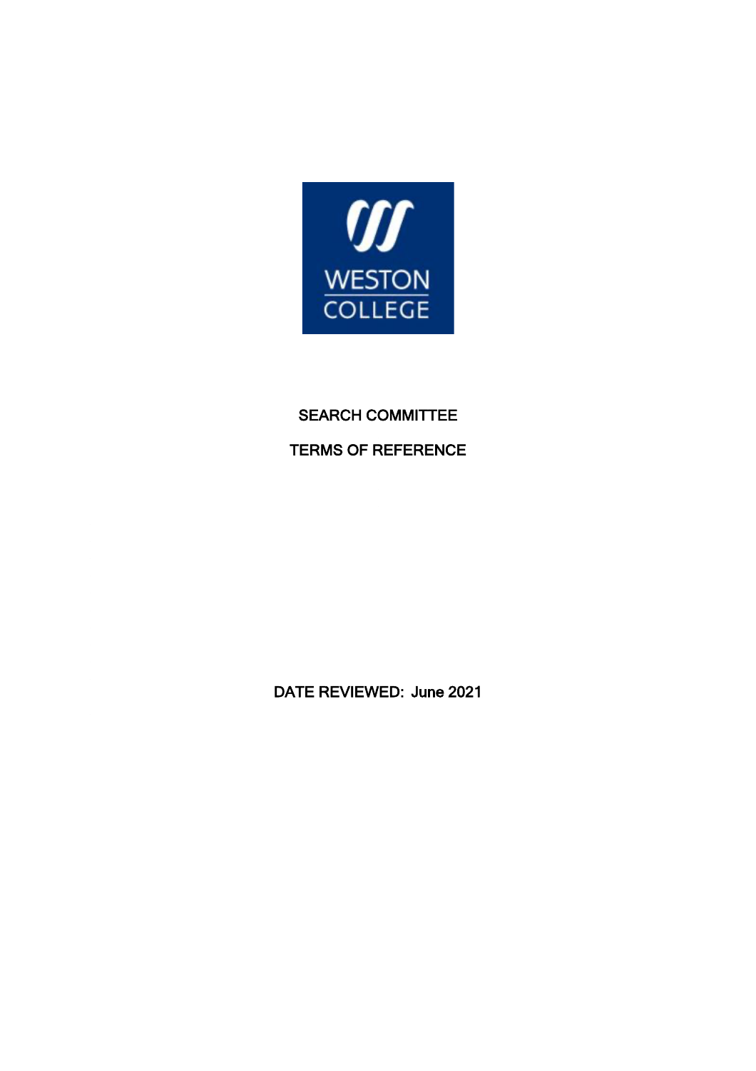# SEARCH COMMITTEE

# TERMS OF REFERENCE

DATE REVIEWED: June 2021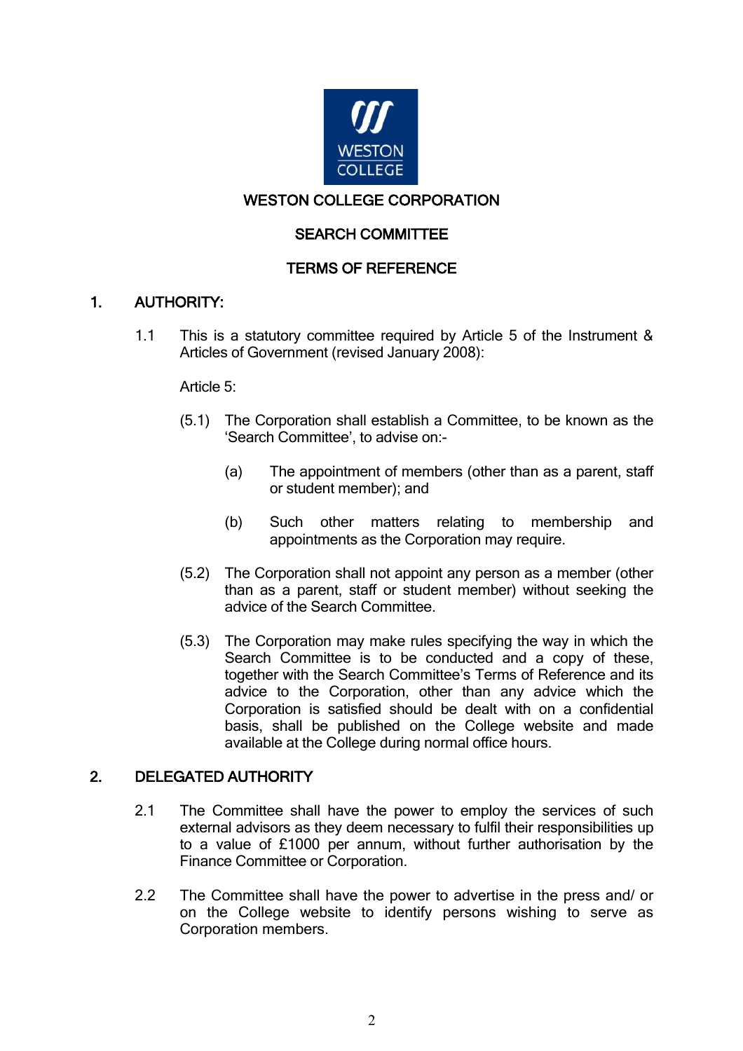WESTON COLLEGE CORPORATION

SEARCH COMMITTEE

TERMS OF REFERENCE

## 1. AUTHORITY:

1.1 This is a statutory committee required by Article 5 of the Instrument & Articles of Government (revised January 2008):

Article 5:

(5.1) The Corporation shall establish a Committee, to be known as the 'Search Committee', to advise on:-

(a) The appointment of members (other than as a parent, staff or student member); and

(b) Such other matters relating to membership and appointments as the Corporation may require.

(5.2) The Corporation shall not appoint any person as a member (other than as a parent, staff or student member) without seeking the advice of the Search Committee.

(5.3) The Corporation may make rules specifying the way in which the Search Committee is to be conducted and a copy of these, together with the Search Committee's Terms of Reference and its advice to the Corporation, other than any advice which the Corporation is satisfied should be dealt with on a confidential basis, shall be published on the College website and made available at the College during normal office hours.

## 2. DELEGATED AUTHORITY

2.1 The Committee shall have the power to employ the services of such external advisors as they deem necessary to fulfil their responsibilities up to a value of £1000 per annum, without further authorisation by the Finance Committee or Corporation.

2.2 The Committee shall have the power to advertise in the press and/ or on the College website to identify persons wishing to serve as Corporation members.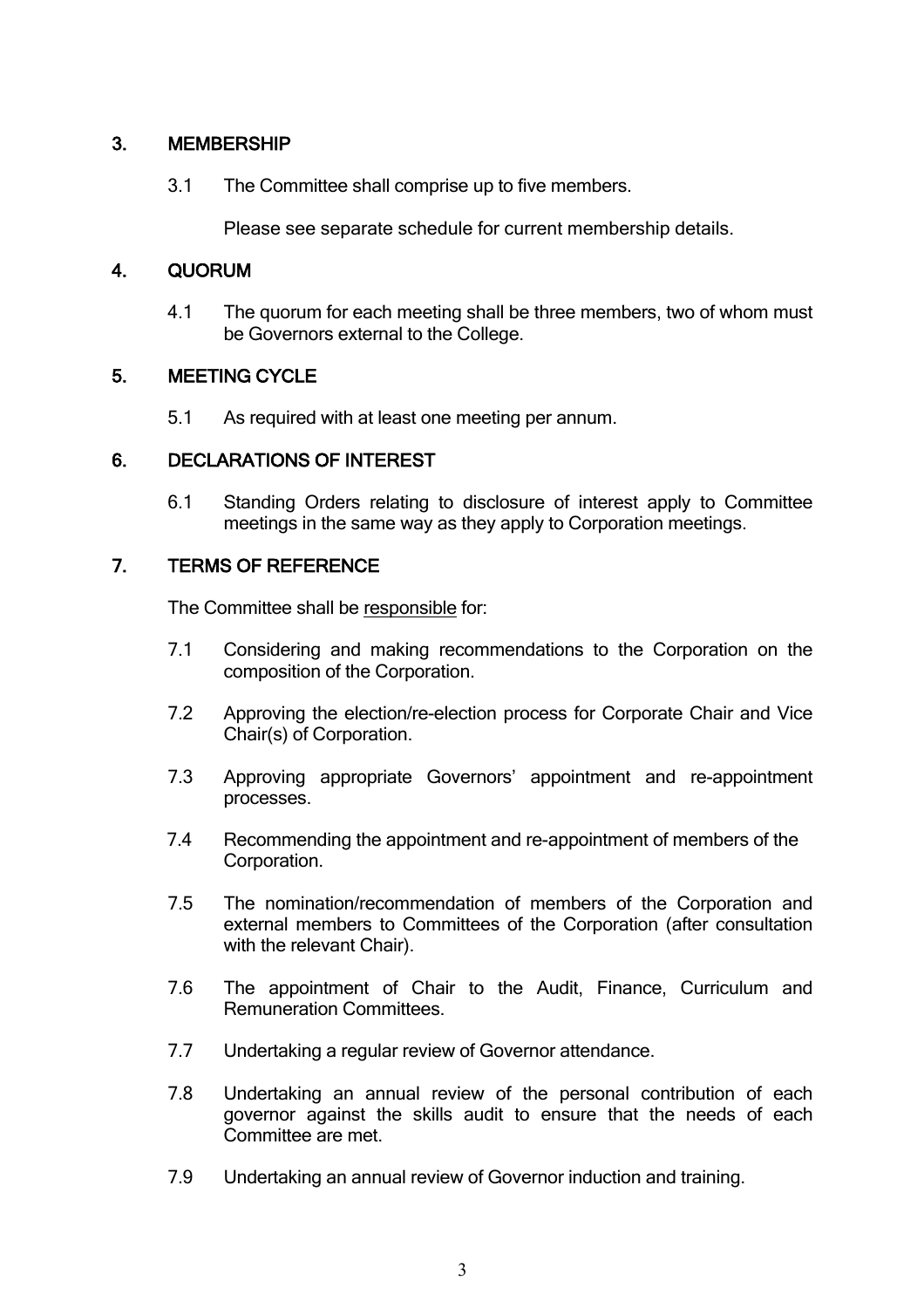## 3. MEMBERSHIP

3.1 The Committee shall comprise up to five members.

Please see separate schedule for current membership details.

## 4. QUORUM

4.1 The quorum for each meeting shall be three members, two of whom must be Governors external to the College.

## 5. MEETING CYCLE

5.1 As required with at least one meeting per annum.

## 6. DECLARATIONS OF INTEREST

6.1 Standing Orders relating to disclosure of interest apply to Committee meetings in the same way as they apply to Corporation meetings.

## 7. TERMS OF REFERENCE

The Committee shall be <u>responsible</u> for:

7.1 Considering and making recommendations to the Corporation on the composition of the Corporation.

7.2 Approving the election/re-election process for Corporate Chair and Vice Chair(s) of Corporation.

7.3 Approving appropriate Governors' appointment and re-appointment processes.

7.4 Recommending the appointment and re-appointment of members of the Corporation.

7.5 The nomination/recommendation of members of the Corporation and external members to Committees of the Corporation (after consultation with the relevant Chair).

7.6 The appointment of Chair to the Audit, Finance, Curriculum and Remuneration Committees.

7.7 Undertaking a regular review of Governor attendance.

7.8 Undertaking an annual review of the personal contribution of each governor against the skills audit to ensure that the needs of each Committee are met.

7.9 Undertaking an annual review of Governor induction and training.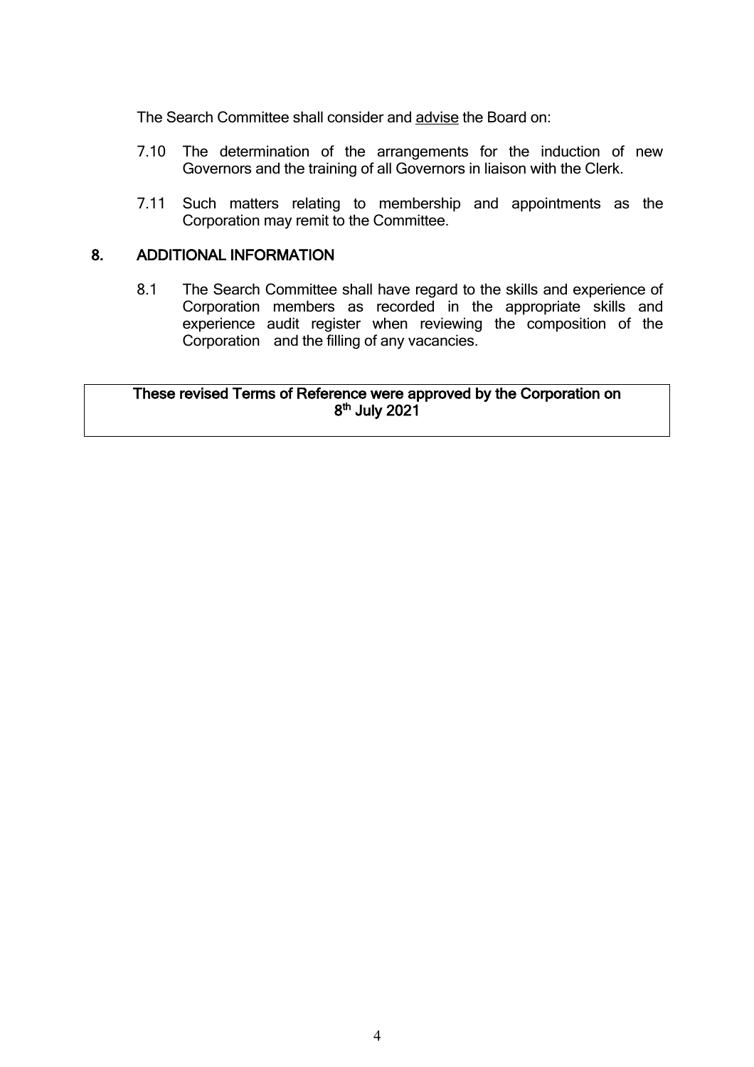The Search Committee shall consider and <u>advise</u> the Board on:

7.10 The determination of the arrangements for the induction of new Governors and the training of all Governors in liaison with the Clerk.

7.11 Such matters relating to membership and appointments as the Corporation may remit to the Committee.

## 8. ADDITIONAL INFORMATION

8.1 The Search Committee shall have regard to the skills and experience of Corporation members as recorded in the appropriate skills and experience audit register when reviewing the composition of the Corporation and the filling of any vacancies.

**These revised Terms of Reference were approved by the Corporation on 8th July 2021**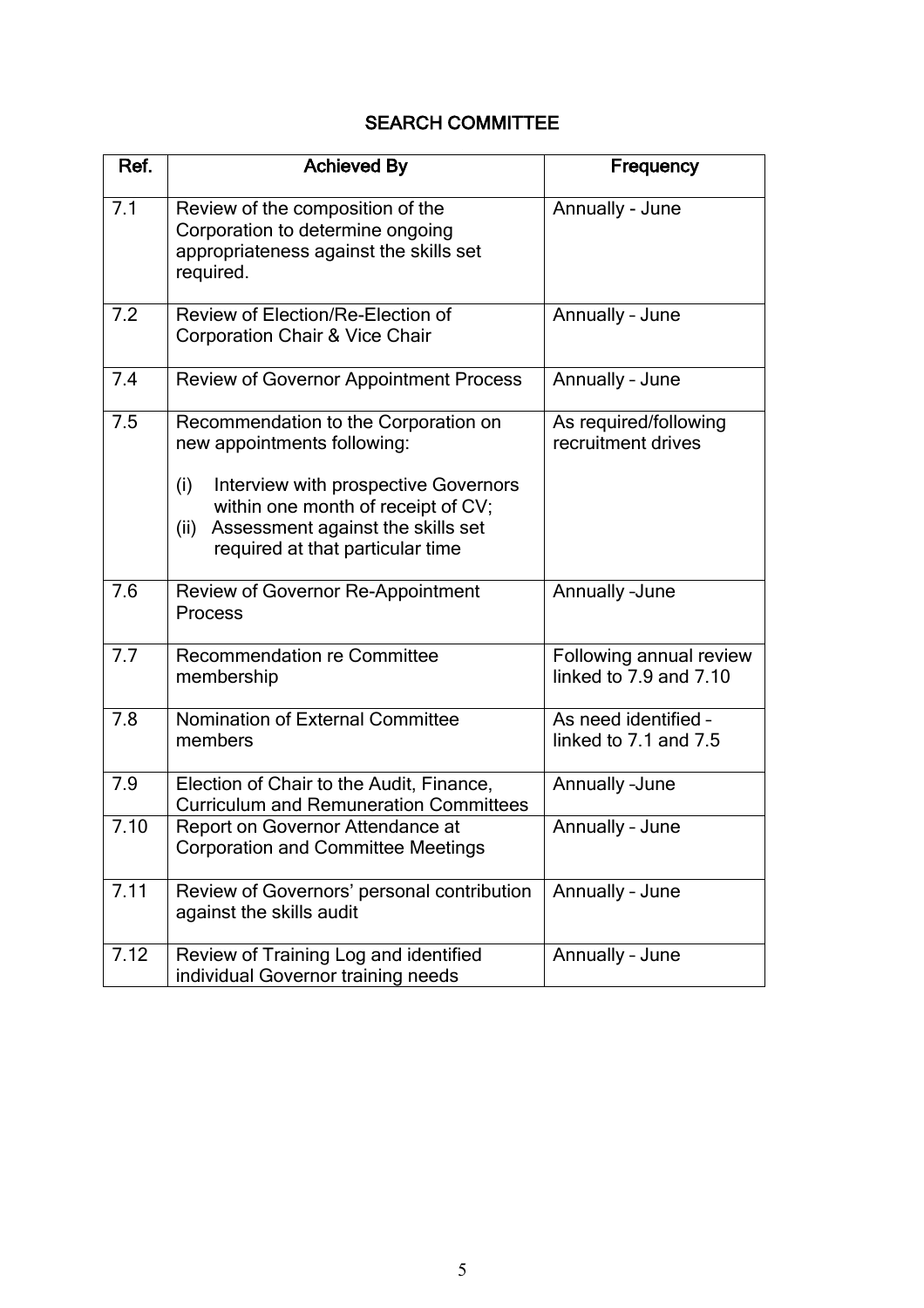## SEARCH COMMITTEE

| Ref. | Achieved By | Frequency |
|---|---|---|
| 7.1 | Review of the composition of the Corporation to determine ongoing appropriateness against the skills set required. | Annually - June |
| 7.2 | Review of Election/Re-Election of Corporation Chair & Vice Chair | Annually – June |
| 7.4 | Review of Governor Appointment Process | Annually – June |
| 7.5 | Recommendation to the Corporation on new appointments following:<br><br>(i) Interview with prospective Governors within one month of receipt of CV;<br>(ii) Assessment against the skills set required at that particular time | As required/following recruitment drives |
| 7.6 | Review of Governor Re-Appointment Process | Annually –June |
| 7.7 | Recommendation re Committee membership | Following annual review linked to 7.9 and 7.10 |
| 7.8 | Nomination of External Committee members | As need identified – linked to 7.1 and 7.5 |
| 7.9 | Election of Chair to the Audit, Finance, Curriculum and Remuneration Committees | Annually –June |
| 7.10 | Report on Governor Attendance at Corporation and Committee Meetings | Annually – June |
| 7.11 | Review of Governors' personal contribution against the skills audit | Annually – June |
| 7.12 | Review of Training Log and identified individual Governor training needs | Annually – June |